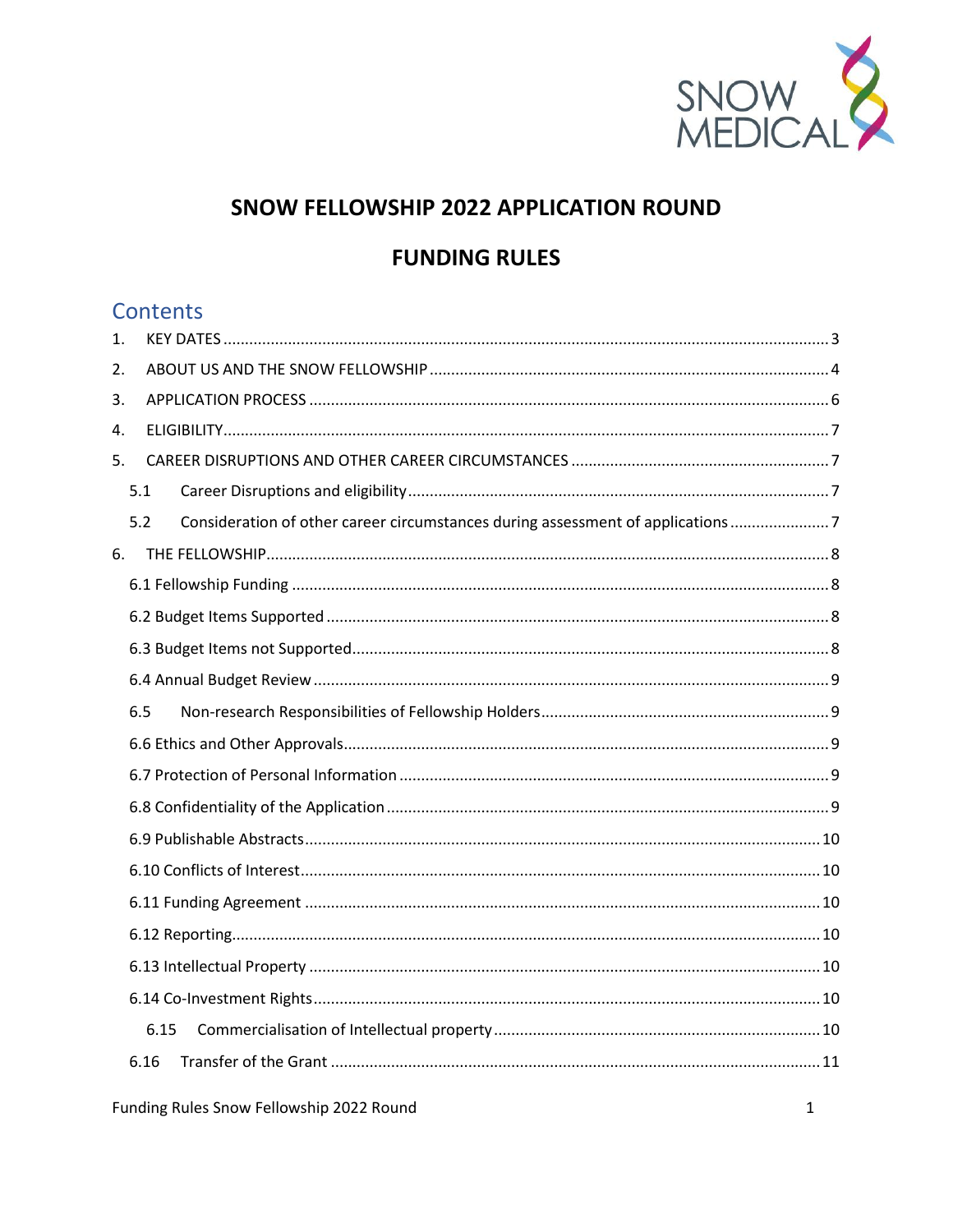# SNOW FELLOWSHIP 2022 APPLICATION ROUND

# FUNDING RULES

## Contents

1. KEY DATES ........................................................................................................ 3
2. ABOUT US AND THE SNOW FELLOWSHIP ........................................................... 4
3. APPLICATION PROCESS ....................................................................................... 6
4. ELIGIBILITY........................................................................................................... 7
5. CAREER DISRUPTIONS AND OTHER CAREER CIRCUMSTANCES ........................... 7
   - 5.1 Career Disruptions and eligibility ................................................................ 7
   - 5.2 Consideration of other career circumstances during assessment of applications ...................... 7
6. THE FELLOWSHIP................................................................................................. 8
   - 6.1 Fellowship Funding ........................................................................................ 8
   - 6.2 Budget Items Supported ................................................................................ 8
   - 6.3 Budget Items not Supported........................................................................... 8
   - 6.4 Annual Budget Review ................................................................................... 9
   - 6.5 Non-research Responsibilities of Fellowship Holders.................................... 9
   - 6.6 Ethics and Other Approvals............................................................................ 9
   - 6.7 Protection of Personal Information ................................................................ 9
   - 6.8 Confidentiality of the Application .................................................................. 9
   - 6.9 Publishable Abstracts.................................................................................... 10
   - 6.10 Conflicts of Interest..................................................................................... 10
   - 6.11 Funding Agreement .................................................................................... 10
   - 6.12 Reporting.................................................................................................... 10
   - 6.13 Intellectual Property .................................................................................. 10
   - 6.14 Co-Investment Rights................................................................................. 10
     - 6.15 Commercialisation of Intellectual property ............................................ 10
   - 6.16 Transfer of the Grant ................................................................................. 11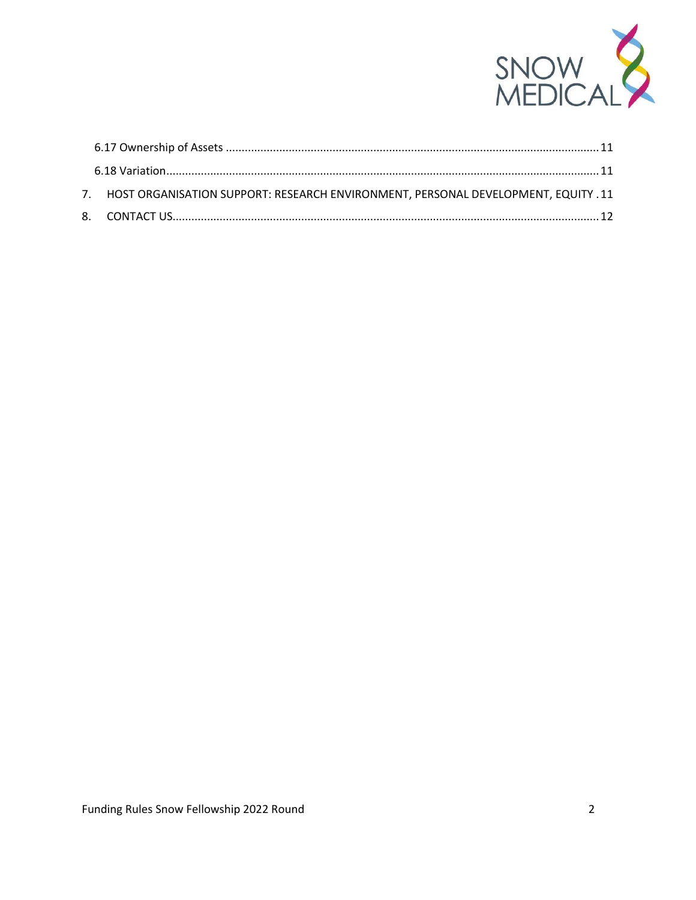6.17 Ownership of Assets ..... 11

6.18 Variation ..... 11

7. HOST ORGANISATION SUPPORT: RESEARCH ENVIRONMENT, PERSONAL DEVELOPMENT, EQUITY ..... 11

8. CONTACT US ..... 12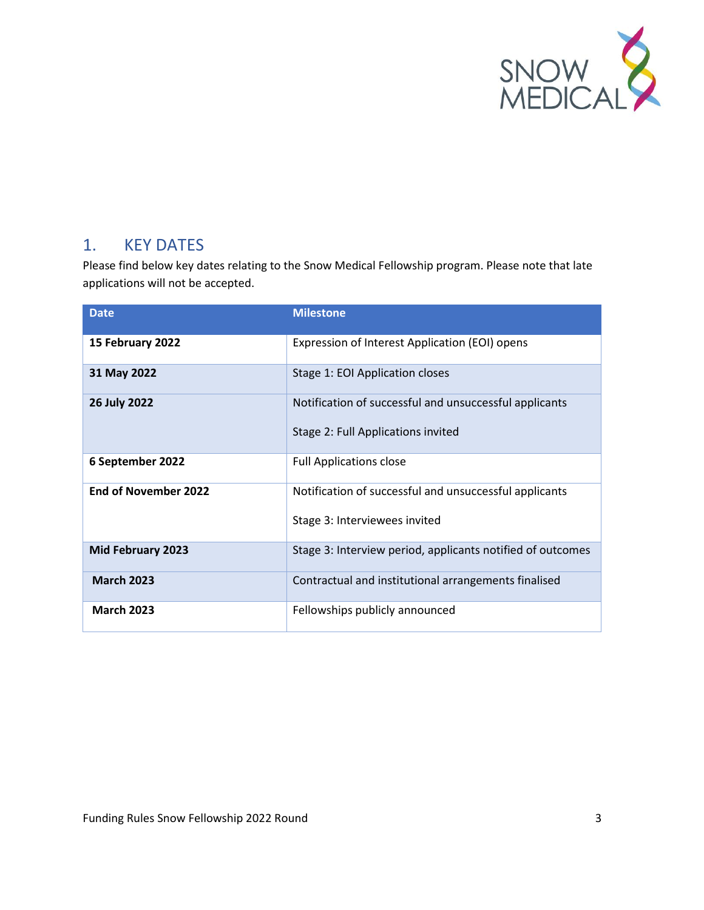## 1. KEY DATES

Please find below key dates relating to the Snow Medical Fellowship program. Please note that late applications will not be accepted.

| Date | Milestone |
|---|---|
| **15 February 2022** | Expression of Interest Application (EOI) opens |
| **31 May 2022** | Stage 1: EOI Application closes |
| **26 July 2022** | Notification of successful and unsuccessful applicants<br><br>Stage 2: Full Applications invited |
| **6 September 2022** | Full Applications close |
| **End of November 2022** | Notification of successful and unsuccessful applicants<br><br>Stage 3: Interviewees invited |
| **Mid February 2023** | Stage 3: Interview period, applicants notified of outcomes |
| **March 2023** | Contractual and institutional arrangements finalised |
| **March 2023** | Fellowships publicly announced |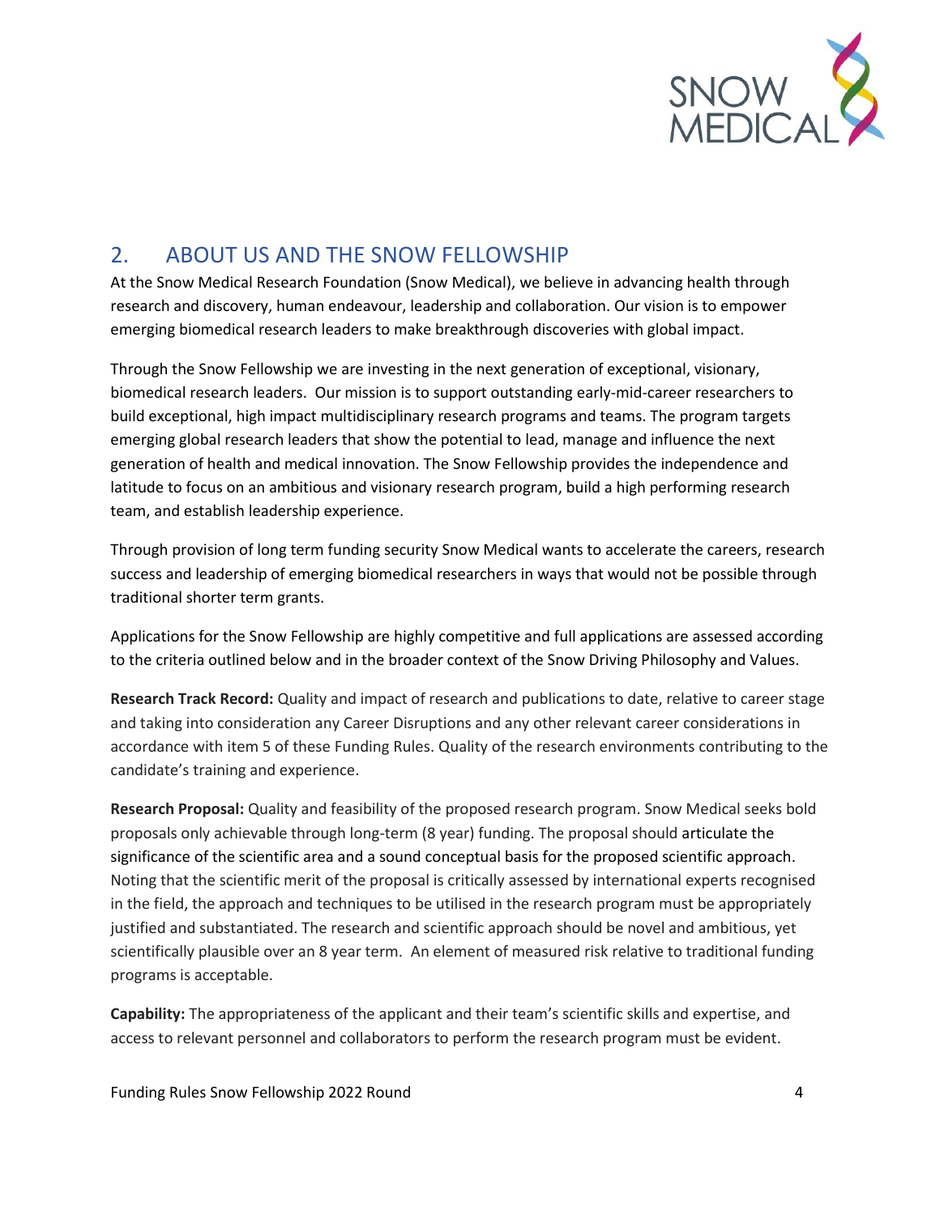## 2. ABOUT US AND THE SNOW FELLOWSHIP

At the Snow Medical Research Foundation (Snow Medical), we believe in advancing health through research and discovery, human endeavour, leadership and collaboration. Our vision is to empower emerging biomedical research leaders to make breakthrough discoveries with global impact.

Through the Snow Fellowship we are investing in the next generation of exceptional, visionary, biomedical research leaders. Our mission is to support outstanding early-mid-career researchers to build exceptional, high impact multidisciplinary research programs and teams. The program targets emerging global research leaders that show the potential to lead, manage and influence the next generation of health and medical innovation. The Snow Fellowship provides the independence and latitude to focus on an ambitious and visionary research program, build a high performing research team, and establish leadership experience.

Through provision of long term funding security Snow Medical wants to accelerate the careers, research success and leadership of emerging biomedical researchers in ways that would not be possible through traditional shorter term grants.

Applications for the Snow Fellowship are highly competitive and full applications are assessed according to the criteria outlined below and in the broader context of the Snow Driving Philosophy and Values.

**Research Track Record:** Quality and impact of research and publications to date, relative to career stage and taking into consideration any Career Disruptions and any other relevant career considerations in accordance with item 5 of these Funding Rules. Quality of the research environments contributing to the candidate's training and experience.

**Research Proposal:** Quality and feasibility of the proposed research program. Snow Medical seeks bold proposals only achievable through long-term (8 year) funding. The proposal should articulate the significance of the scientific area and a sound conceptual basis for the proposed scientific approach. Noting that the scientific merit of the proposal is critically assessed by international experts recognised in the field, the approach and techniques to be utilised in the research program must be appropriately justified and substantiated. The research and scientific approach should be novel and ambitious, yet scientifically plausible over an 8 year term. An element of measured risk relative to traditional funding programs is acceptable.

**Capability:** The appropriateness of the applicant and their team's scientific skills and expertise, and access to relevant personnel and collaborators to perform the research program must be evident.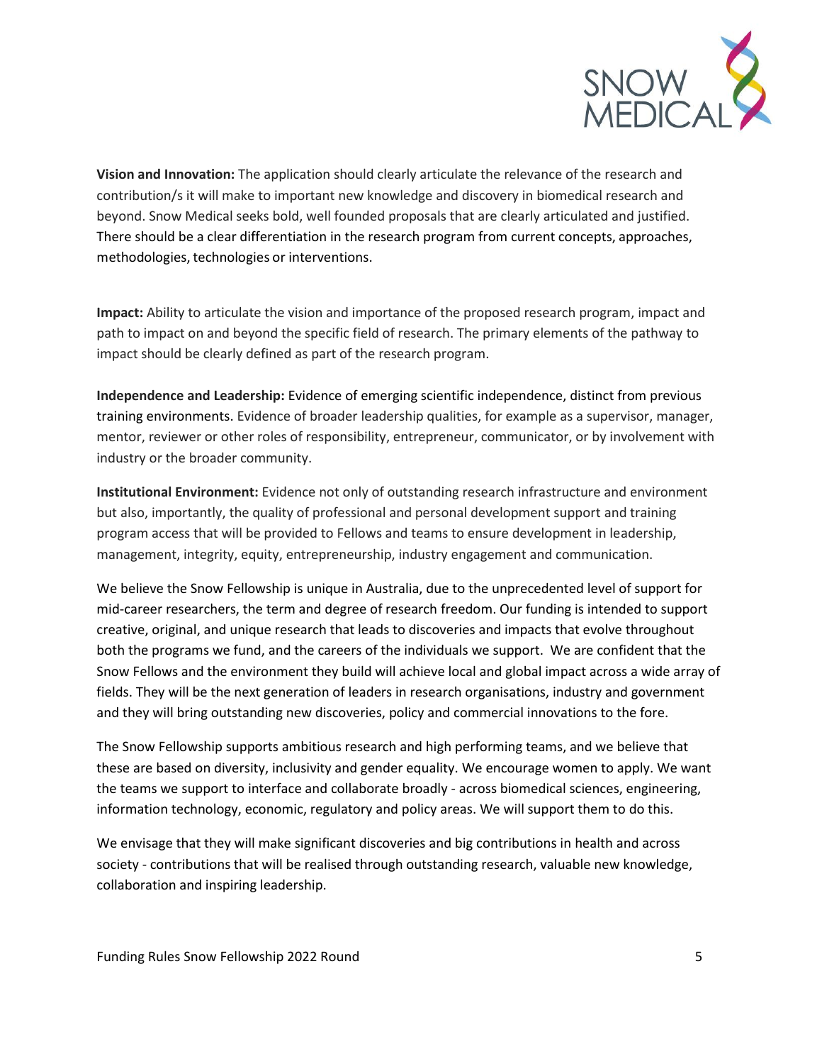**Vision and Innovation:** The application should clearly articulate the relevance of the research and contribution/s it will make to important new knowledge and discovery in biomedical research and beyond. Snow Medical seeks bold, well founded proposals that are clearly articulated and justified. There should be a clear differentiation in the research program from current concepts, approaches, methodologies, technologies or interventions.

**Impact:** Ability to articulate the vision and importance of the proposed research program, impact and path to impact on and beyond the specific field of research. The primary elements of the pathway to impact should be clearly defined as part of the research program.

**Independence and Leadership:** Evidence of emerging scientific independence, distinct from previous training environments. Evidence of broader leadership qualities, for example as a supervisor, manager, mentor, reviewer or other roles of responsibility, entrepreneur, communicator, or by involvement with industry or the broader community.

**Institutional Environment:** Evidence not only of outstanding research infrastructure and environment but also, importantly, the quality of professional and personal development support and training program access that will be provided to Fellows and teams to ensure development in leadership, management, integrity, equity, entrepreneurship, industry engagement and communication.

We believe the Snow Fellowship is unique in Australia, due to the unprecedented level of support for mid-career researchers, the term and degree of research freedom. Our funding is intended to support creative, original, and unique research that leads to discoveries and impacts that evolve throughout both the programs we fund, and the careers of the individuals we support. We are confident that the Snow Fellows and the environment they build will achieve local and global impact across a wide array of fields. They will be the next generation of leaders in research organisations, industry and government and they will bring outstanding new discoveries, policy and commercial innovations to the fore.

The Snow Fellowship supports ambitious research and high performing teams, and we believe that these are based on diversity, inclusivity and gender equality. We encourage women to apply. We want the teams we support to interface and collaborate broadly - across biomedical sciences, engineering, information technology, economic, regulatory and policy areas. We will support them to do this.

We envisage that they will make significant discoveries and big contributions in health and across society - contributions that will be realised through outstanding research, valuable new knowledge, collaboration and inspiring leadership.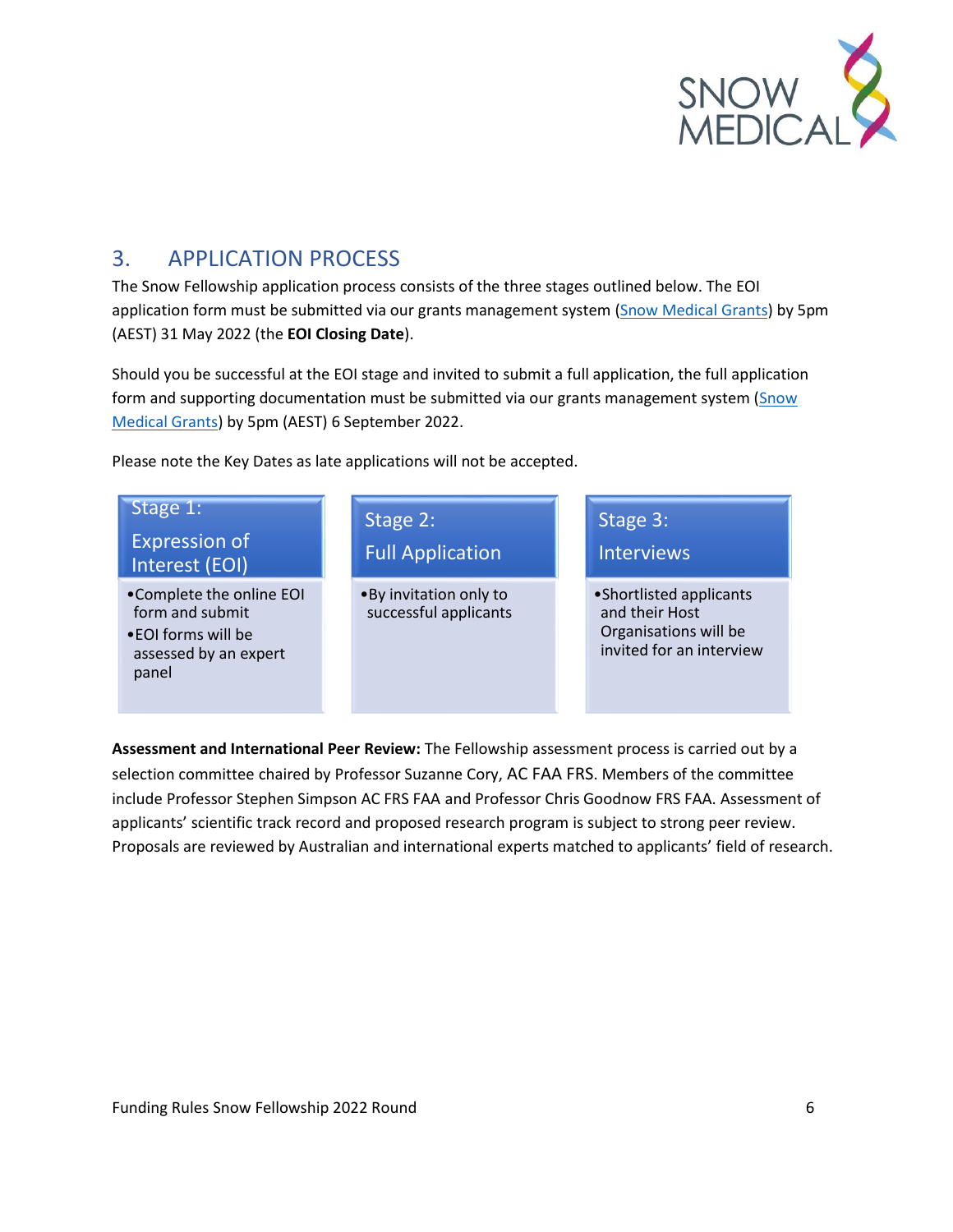## 3. APPLICATION PROCESS

The Snow Fellowship application process consists of the three stages outlined below. The EOI application form must be submitted via our grants management system (Snow Medical Grants) by 5pm (AEST) 31 May 2022 (the **EOI Closing Date**).

Should you be successful at the EOI stage and invited to submit a full application, the full application form and supporting documentation must be submitted via our grants management system (Snow Medical Grants) by 5pm (AEST) 6 September 2022.

Please note the Key Dates as late applications will not be accepted.

| Stage 1: Expression of Interest (EOI) | Stage 2: Full Application | Stage 3: Interviews |
|---|---|---|
| • Complete the online EOI form and submit<br>• EOI forms will be assessed by an expert panel | • By invitation only to successful applicants | • Shortlisted applicants and their Host Organisations will be invited for an interview |

**Assessment and International Peer Review:** The Fellowship assessment process is carried out by a selection committee chaired by Professor Suzanne Cory, AC FAA FRS. Members of the committee include Professor Stephen Simpson AC FRS FAA and Professor Chris Goodnow FRS FAA. Assessment of applicants' scientific track record and proposed research program is subject to strong peer review. Proposals are reviewed by Australian and international experts matched to applicants' field of research.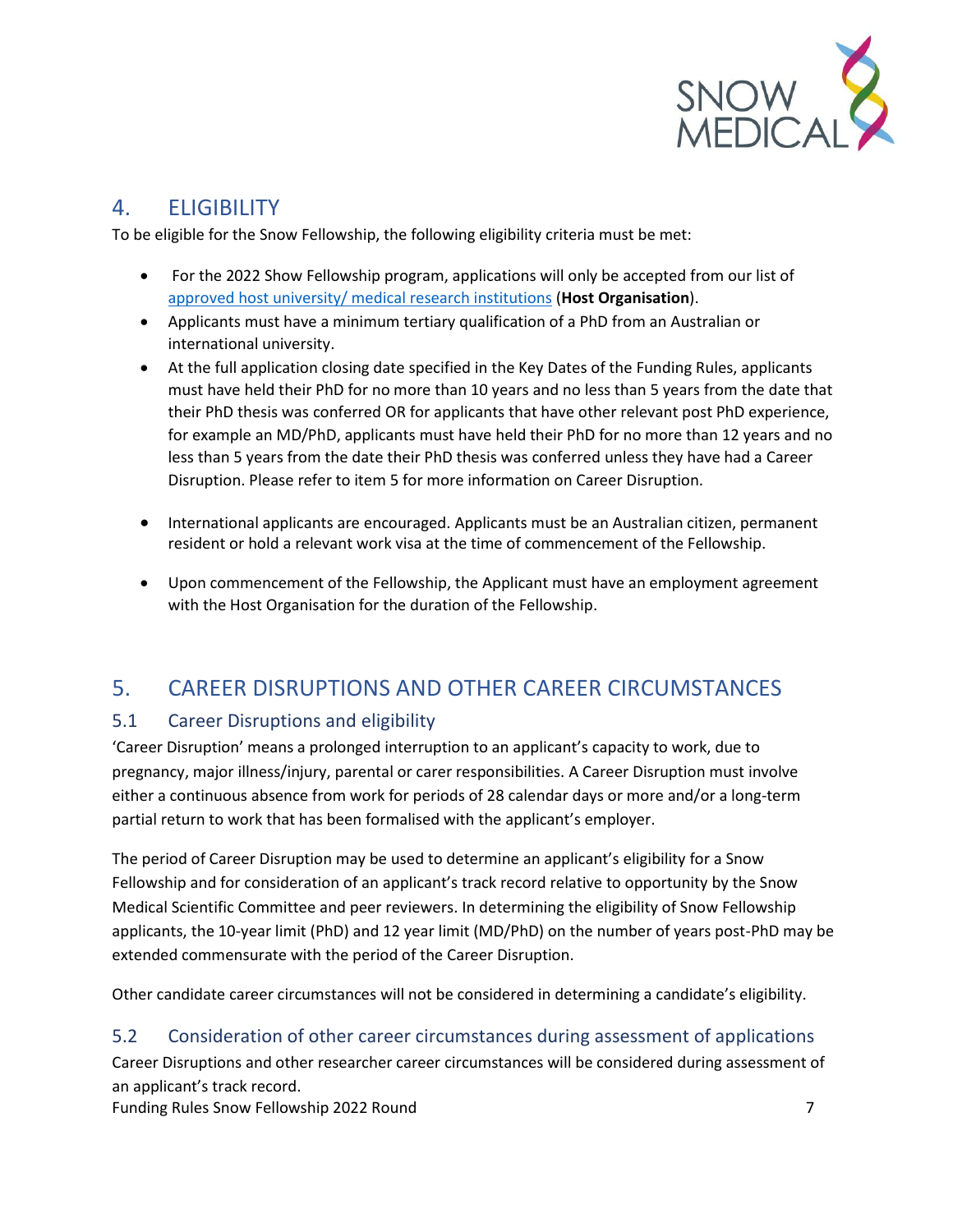## 4. ELIGIBILITY

To be eligible for the Snow Fellowship, the following eligibility criteria must be met:

- For the 2022 Show Fellowship program, applications will only be accepted from our list of [approved host university/ medical research institutions](approved host university/ medical research institutions) (**Host Organisation**).
- Applicants must have a minimum tertiary qualification of a PhD from an Australian or international university.
- At the full application closing date specified in the Key Dates of the Funding Rules, applicants must have held their PhD for no more than 10 years and no less than 5 years from the date that their PhD thesis was conferred OR for applicants that have other relevant post PhD experience, for example an MD/PhD, applicants must have held their PhD for no more than 12 years and no less than 5 years from the date their PhD thesis was conferred unless they have had a Career Disruption. Please refer to item 5 for more information on Career Disruption.
- International applicants are encouraged. Applicants must be an Australian citizen, permanent resident or hold a relevant work visa at the time of commencement of the Fellowship.
- Upon commencement of the Fellowship, the Applicant must have an employment agreement with the Host Organisation for the duration of the Fellowship.

## 5. CAREER DISRUPTIONS AND OTHER CAREER CIRCUMSTANCES

### 5.1 Career Disruptions and eligibility

'Career Disruption' means a prolonged interruption to an applicant's capacity to work, due to pregnancy, major illness/injury, parental or carer responsibilities. A Career Disruption must involve either a continuous absence from work for periods of 28 calendar days or more and/or a long-term partial return to work that has been formalised with the applicant's employer.

The period of Career Disruption may be used to determine an applicant's eligibility for a Snow Fellowship and for consideration of an applicant's track record relative to opportunity by the Snow Medical Scientific Committee and peer reviewers. In determining the eligibility of Snow Fellowship applicants, the 10-year limit (PhD) and 12 year limit (MD/PhD) on the number of years post-PhD may be extended commensurate with the period of the Career Disruption.

Other candidate career circumstances will not be considered in determining a candidate's eligibility.

### 5.2 Consideration of other career circumstances during assessment of applications

Career Disruptions and other researcher career circumstances will be considered during assessment of an applicant's track record.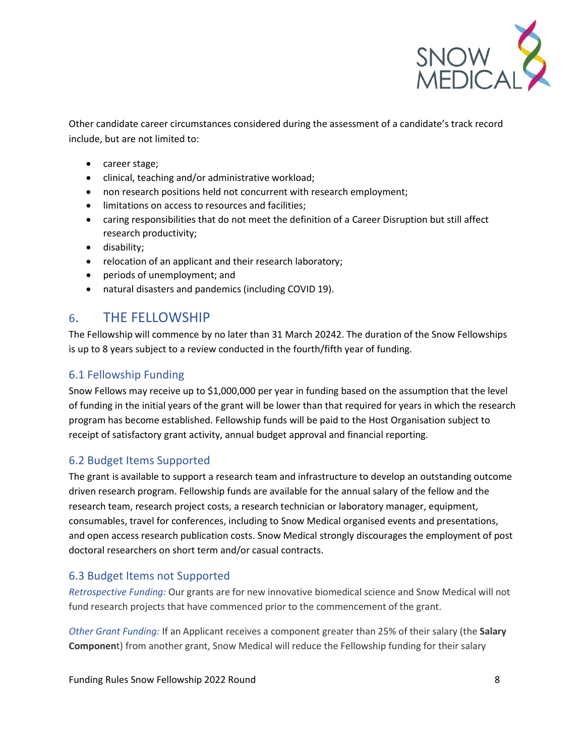Other candidate career circumstances considered during the assessment of a candidate's track record include, but are not limited to:

- career stage;
- clinical, teaching and/or administrative workload;
- non research positions held not concurrent with research employment;
- limitations on access to resources and facilities;
- caring responsibilities that do not meet the definition of a Career Disruption but still affect research productivity;
- disability;
- relocation of an applicant and their research laboratory;
- periods of unemployment; and
- natural disasters and pandemics (including COVID 19).

# 6. THE FELLOWSHIP

The Fellowship will commence by no later than 31 March 20242. The duration of the Snow Fellowships is up to 8 years subject to a review conducted in the fourth/fifth year of funding.

## 6.1 Fellowship Funding

Snow Fellows may receive up to $1,000,000 per year in funding based on the assumption that the level of funding in the initial years of the grant will be lower than that required for years in which the research program has become established. Fellowship funds will be paid to the Host Organisation subject to receipt of satisfactory grant activity, annual budget approval and financial reporting.

## 6.2 Budget Items Supported

The grant is available to support a research team and infrastructure to develop an outstanding outcome driven research program. Fellowship funds are available for the annual salary of the fellow and the research team, research project costs, a research technician or laboratory manager, equipment, consumables, travel for conferences, including to Snow Medical organised events and presentations, and open access research publication costs. Snow Medical strongly discourages the employment of post doctoral researchers on short term and/or casual contracts.

## 6.3 Budget Items not Supported

*Retrospective Funding:* Our grants are for new innovative biomedical science and Snow Medical will not fund research projects that have commenced prior to the commencement of the grant.

*Other Grant Funding:* If an Applicant receives a component greater than 25% of their salary (the **Salary Component**) from another grant, Snow Medical will reduce the Fellowship funding for their salary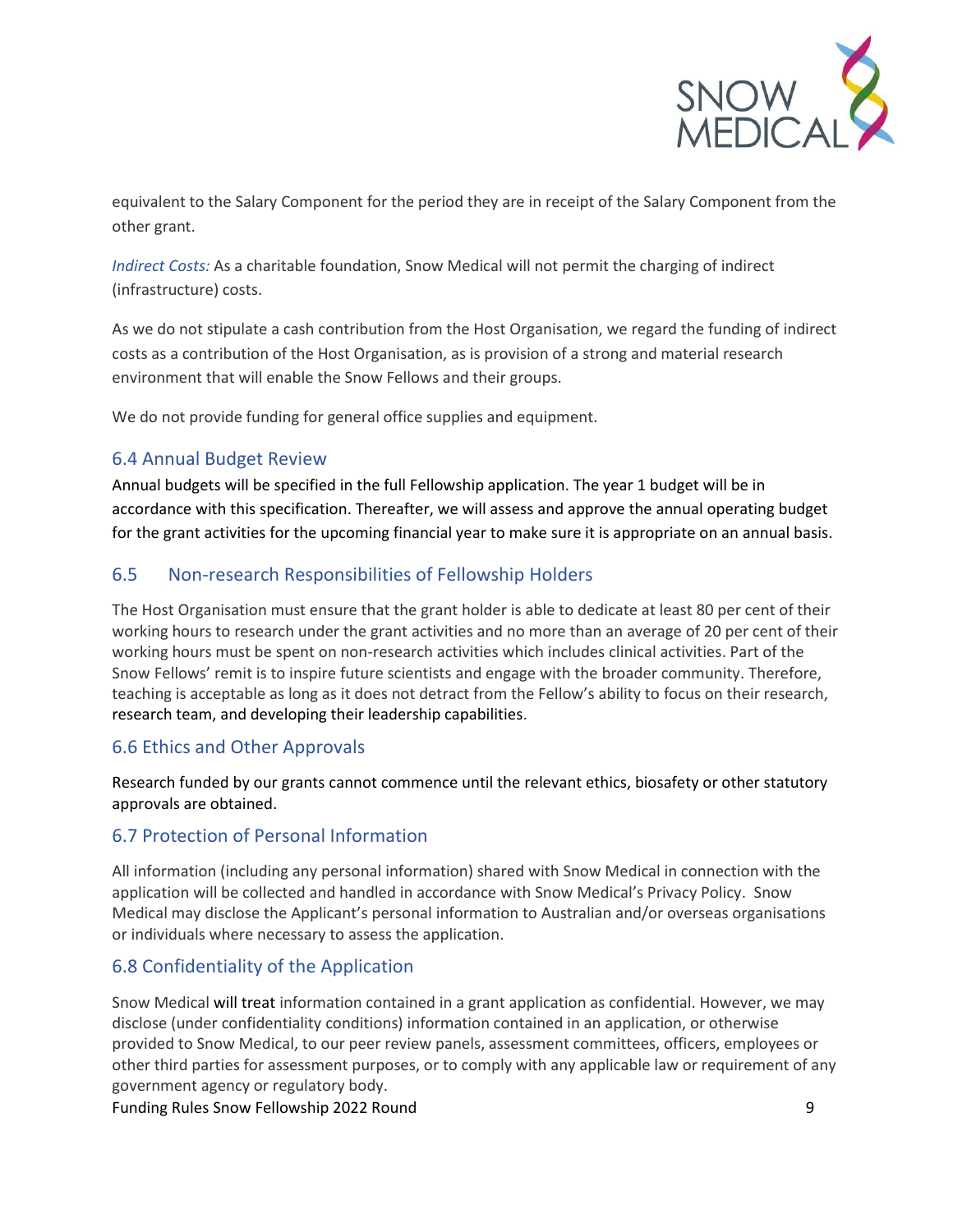equivalent to the Salary Component for the period they are in receipt of the Salary Component from the other grant.

*Indirect Costs:* As a charitable foundation, Snow Medical will not permit the charging of indirect (infrastructure) costs.

As we do not stipulate a cash contribution from the Host Organisation, we regard the funding of indirect costs as a contribution of the Host Organisation, as is provision of a strong and material research environment that will enable the Snow Fellows and their groups.

We do not provide funding for general office supplies and equipment.

## 6.4 Annual Budget Review

Annual budgets will be specified in the full Fellowship application. The year 1 budget will be in accordance with this specification. Thereafter, we will assess and approve the annual operating budget for the grant activities for the upcoming financial year to make sure it is appropriate on an annual basis.

## 6.5 Non-research Responsibilities of Fellowship Holders

The Host Organisation must ensure that the grant holder is able to dedicate at least 80 per cent of their working hours to research under the grant activities and no more than an average of 20 per cent of their working hours must be spent on non-research activities which includes clinical activities. Part of the Snow Fellows' remit is to inspire future scientists and engage with the broader community. Therefore, teaching is acceptable as long as it does not detract from the Fellow's ability to focus on their research, research team, and developing their leadership capabilities.

## 6.6 Ethics and Other Approvals

Research funded by our grants cannot commence until the relevant ethics, biosafety or other statutory approvals are obtained.

## 6.7 Protection of Personal Information

All information (including any personal information) shared with Snow Medical in connection with the application will be collected and handled in accordance with Snow Medical's Privacy Policy. Snow Medical may disclose the Applicant's personal information to Australian and/or overseas organisations or individuals where necessary to assess the application.

## 6.8 Confidentiality of the Application

Snow Medical will treat information contained in a grant application as confidential. However, we may disclose (under confidentiality conditions) information contained in an application, or otherwise provided to Snow Medical, to our peer review panels, assessment committees, officers, employees or other third parties for assessment purposes, or to comply with any applicable law or requirement of any government agency or regulatory body.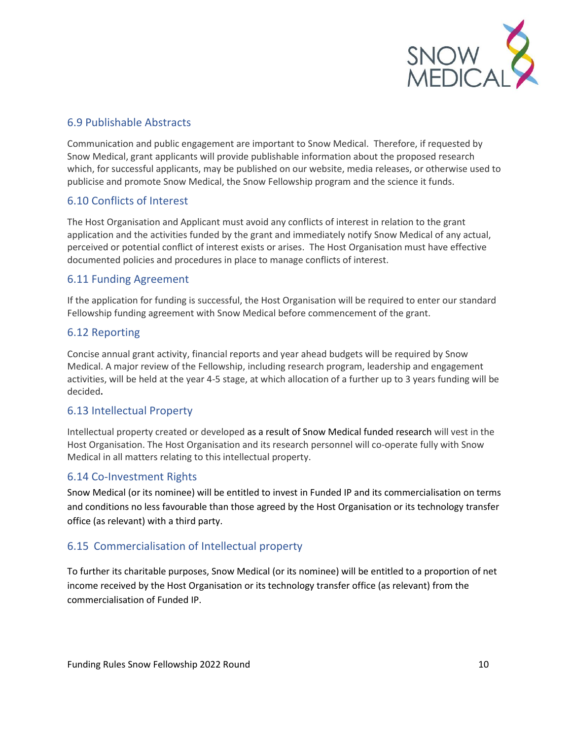## 6.9 Publishable Abstracts

Communication and public engagement are important to Snow Medical. Therefore, if requested by Snow Medical, grant applicants will provide publishable information about the proposed research which, for successful applicants, may be published on our website, media releases, or otherwise used to publicise and promote Snow Medical, the Snow Fellowship program and the science it funds.

## 6.10 Conflicts of Interest

The Host Organisation and Applicant must avoid any conflicts of interest in relation to the grant application and the activities funded by the grant and immediately notify Snow Medical of any actual, perceived or potential conflict of interest exists or arises. The Host Organisation must have effective documented policies and procedures in place to manage conflicts of interest.

## 6.11 Funding Agreement

If the application for funding is successful, the Host Organisation will be required to enter our standard Fellowship funding agreement with Snow Medical before commencement of the grant.

## 6.12 Reporting

Concise annual grant activity, financial reports and year ahead budgets will be required by Snow Medical. A major review of the Fellowship, including research program, leadership and engagement activities, will be held at the year 4-5 stage, at which allocation of a further up to 3 years funding will be decided**.**

## 6.13 Intellectual Property

Intellectual property created or developed as a result of Snow Medical funded research will vest in the Host Organisation. The Host Organisation and its research personnel will co-operate fully with Snow Medical in all matters relating to this intellectual property.

## 6.14 Co-Investment Rights

Snow Medical (or its nominee) will be entitled to invest in Funded IP and its commercialisation on terms and conditions no less favourable than those agreed by the Host Organisation or its technology transfer office (as relevant) with a third party.

## 6.15 Commercialisation of Intellectual property

To further its charitable purposes, Snow Medical (or its nominee) will be entitled to a proportion of net income received by the Host Organisation or its technology transfer office (as relevant) from the commercialisation of Funded IP.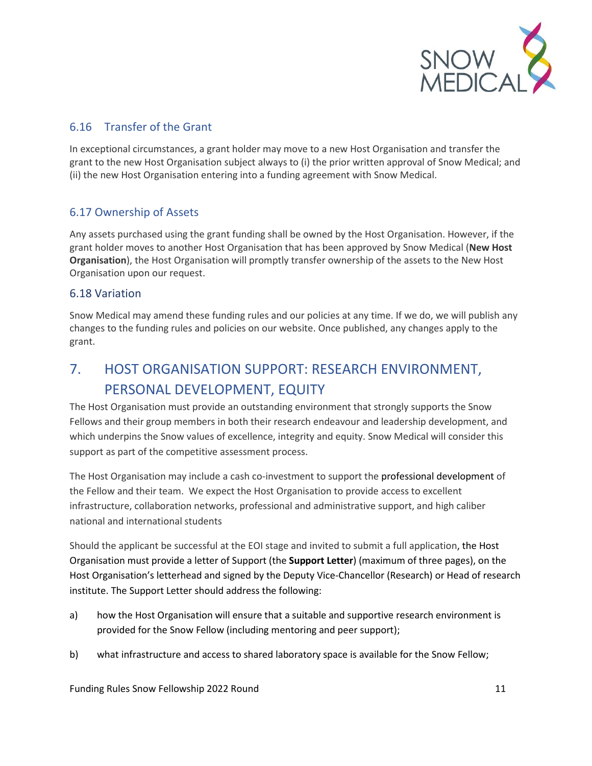### 6.16 Transfer of the Grant

In exceptional circumstances, a grant holder may move to a new Host Organisation and transfer the grant to the new Host Organisation subject always to (i) the prior written approval of Snow Medical; and (ii) the new Host Organisation entering into a funding agreement with Snow Medical.

### 6.17 Ownership of Assets

Any assets purchased using the grant funding shall be owned by the Host Organisation. However, if the grant holder moves to another Host Organisation that has been approved by Snow Medical (**New Host Organisation**), the Host Organisation will promptly transfer ownership of the assets to the New Host Organisation upon our request.

### 6.18 Variation

Snow Medical may amend these funding rules and our policies at any time. If we do, we will publish any changes to the funding rules and policies on our website. Once published, any changes apply to the grant.

## 7. HOST ORGANISATION SUPPORT: RESEARCH ENVIRONMENT, PERSONAL DEVELOPMENT, EQUITY

The Host Organisation must provide an outstanding environment that strongly supports the Snow Fellows and their group members in both their research endeavour and leadership development, and which underpins the Snow values of excellence, integrity and equity. Snow Medical will consider this support as part of the competitive assessment process.

The Host Organisation may include a cash co-investment to support the professional development of the Fellow and their team. We expect the Host Organisation to provide access to excellent infrastructure, collaboration networks, professional and administrative support, and high caliber national and international students

Should the applicant be successful at the EOI stage and invited to submit a full application, the Host Organisation must provide a letter of Support (the **Support Letter**) (maximum of three pages), on the Host Organisation's letterhead and signed by the Deputy Vice-Chancellor (Research) or Head of research institute. The Support Letter should address the following:

a) how the Host Organisation will ensure that a suitable and supportive research environment is provided for the Snow Fellow (including mentoring and peer support);

b) what infrastructure and access to shared laboratory space is available for the Snow Fellow;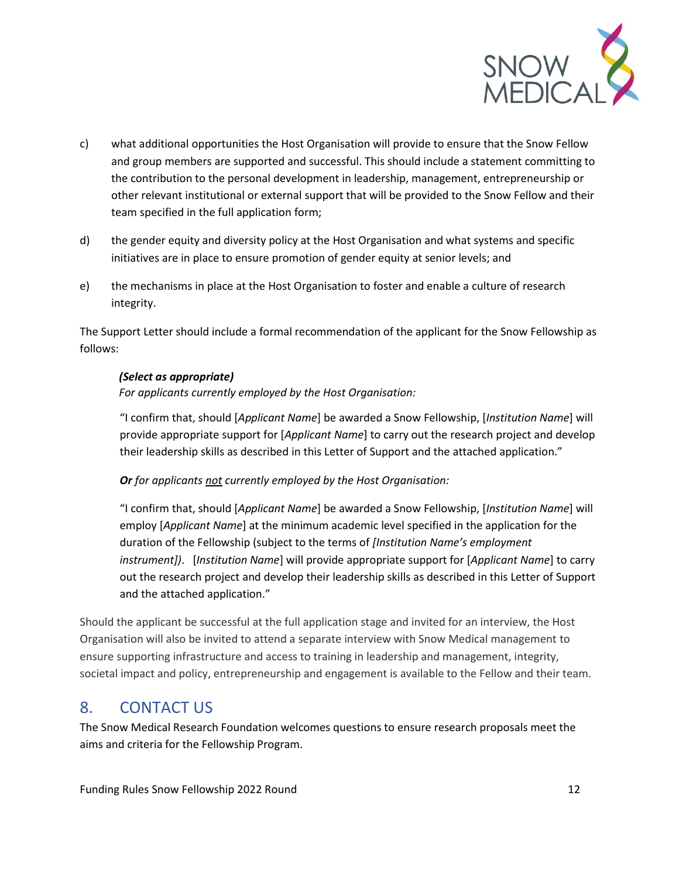c) what additional opportunities the Host Organisation will provide to ensure that the Snow Fellow and group members are supported and successful. This should include a statement committing to the contribution to the personal development in leadership, management, entrepreneurship or other relevant institutional or external support that will be provided to the Snow Fellow and their team specified in the full application form;

d) the gender equity and diversity policy at the Host Organisation and what systems and specific initiatives are in place to ensure promotion of gender equity at senior levels; and

e) the mechanisms in place at the Host Organisation to foster and enable a culture of research integrity.

The Support Letter should include a formal recommendation of the applicant for the Snow Fellowship as follows:

> ***(Select as appropriate)***
> *For applicants currently employed by the Host Organisation:*
>
> "I confirm that, should [*Applicant Name*] be awarded a Snow Fellowship, [*Institution Name*] will provide appropriate support for [*Applicant Name*] to carry out the research project and develop their leadership skills as described in this Letter of Support and the attached application."
>
> ***Or*** *for applicants <u>not</u> currently employed by the Host Organisation:*
>
> "I confirm that, should [*Applicant Name*] be awarded a Snow Fellowship, [*Institution Name*] will employ [*Applicant Name*] at the minimum academic level specified in the application for the duration of the Fellowship (subject to the terms of *[Institution Name's employment instrument])*. [*Institution Name*] will provide appropriate support for [*Applicant Name*] to carry out the research project and develop their leadership skills as described in this Letter of Support and the attached application."

Should the applicant be successful at the full application stage and invited for an interview, the Host Organisation will also be invited to attend a separate interview with Snow Medical management to ensure supporting infrastructure and access to training in leadership and management, integrity, societal impact and policy, entrepreneurship and engagement is available to the Fellow and their team.

## 8. CONTACT US

The Snow Medical Research Foundation welcomes questions to ensure research proposals meet the aims and criteria for the Fellowship Program.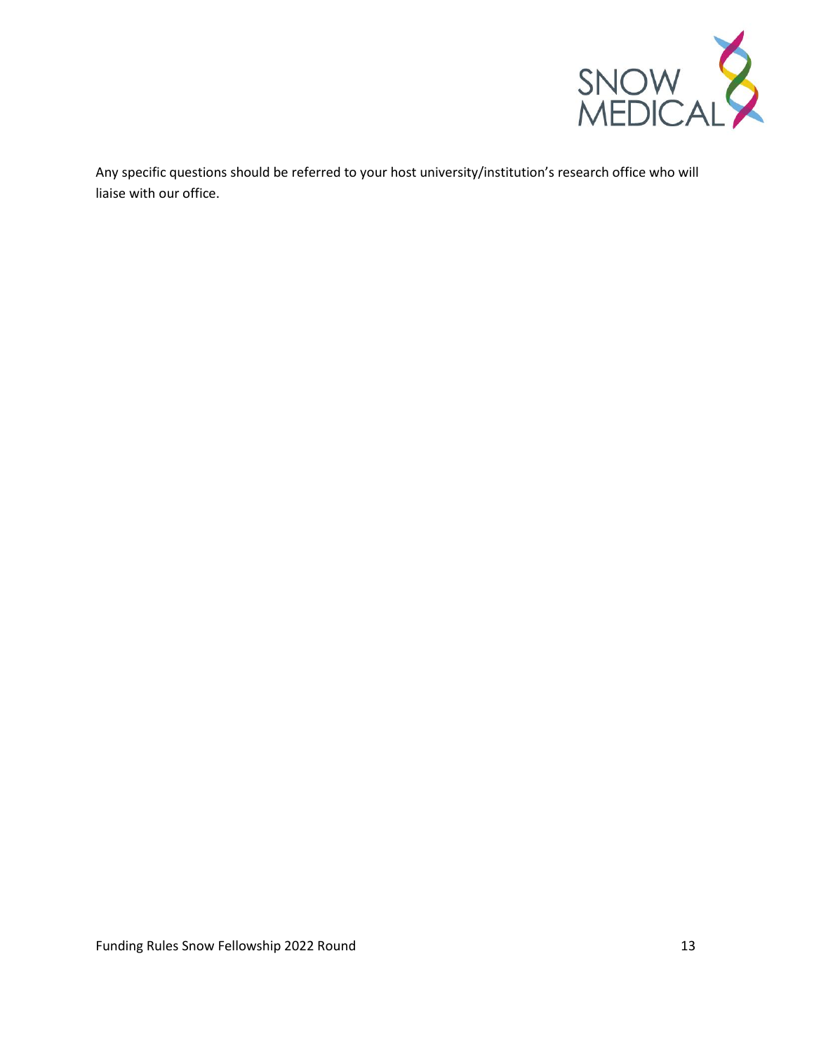Any specific questions should be referred to your host university/institution's research office who will liaise with our office.